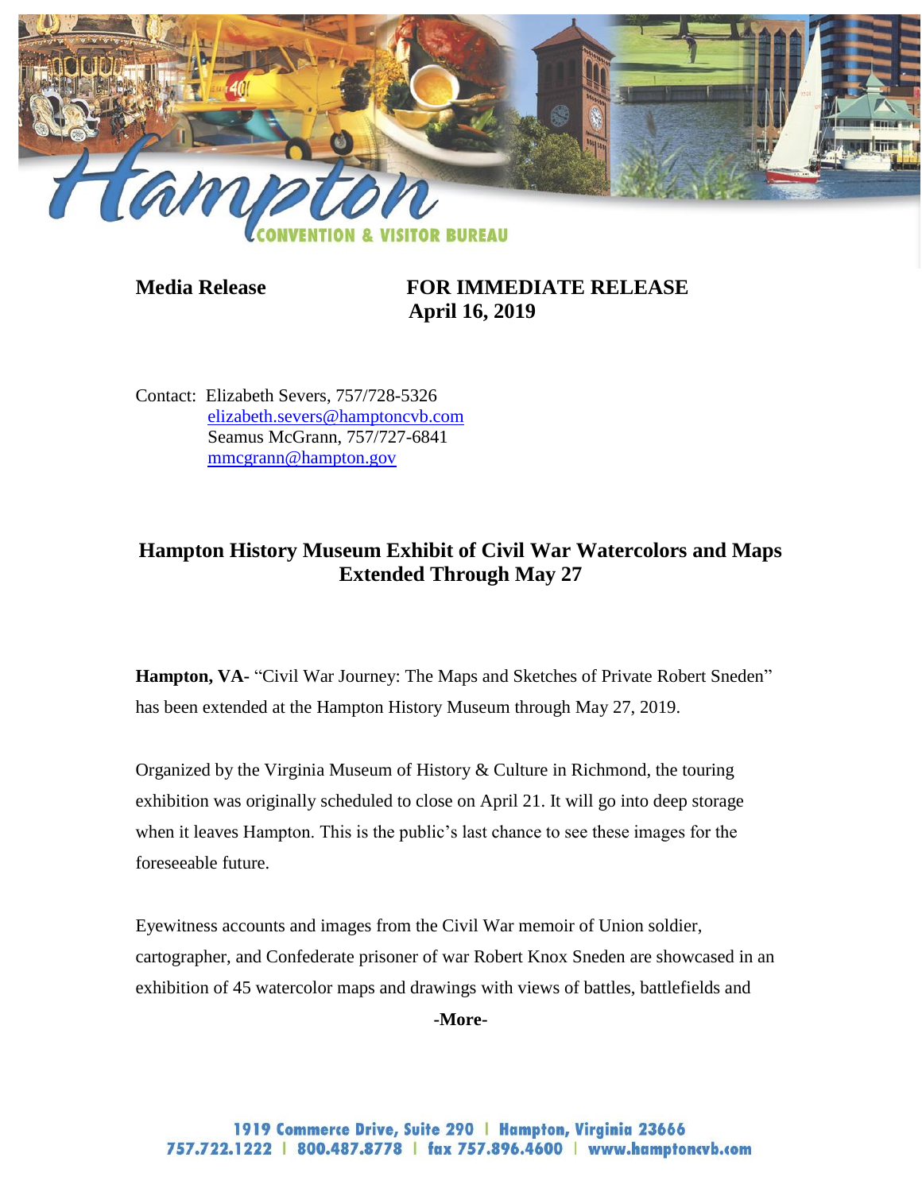Hampton

CONVENTION & VISITOR BUREAU

**Media Release** **FOR IMMEDIATE RELEASE**
**April 16, 2019**

Contact: Elizabeth Severs, 757/728-5326
elizabeth.severs@hamptoncvb.com
Seamus McGrann, 757/727-6841
mmcgrann@hampton.gov

## Hampton History Museum Exhibit of Civil War Watercolors and Maps Extended Through May 27

**Hampton, VA-** "Civil War Journey: The Maps and Sketches of Private Robert Sneden" has been extended at the Hampton History Museum through May 27, 2019.

Organized by the Virginia Museum of History & Culture in Richmond, the touring exhibition was originally scheduled to close on April 21. It will go into deep storage when it leaves Hampton. This is the public's last chance to see these images for the foreseeable future.

Eyewitness accounts and images from the Civil War memoir of Union soldier, cartographer, and Confederate prisoner of war Robert Knox Sneden are showcased in an exhibition of 45 watercolor maps and drawings with views of battles, battlefields and

**-More-**

1919 Commerce Drive, Suite 290 | Hampton, Virginia 23666
757.722.1222 | 800.487.8778 | fax 757.896.4600 | www.hamptoncvb.com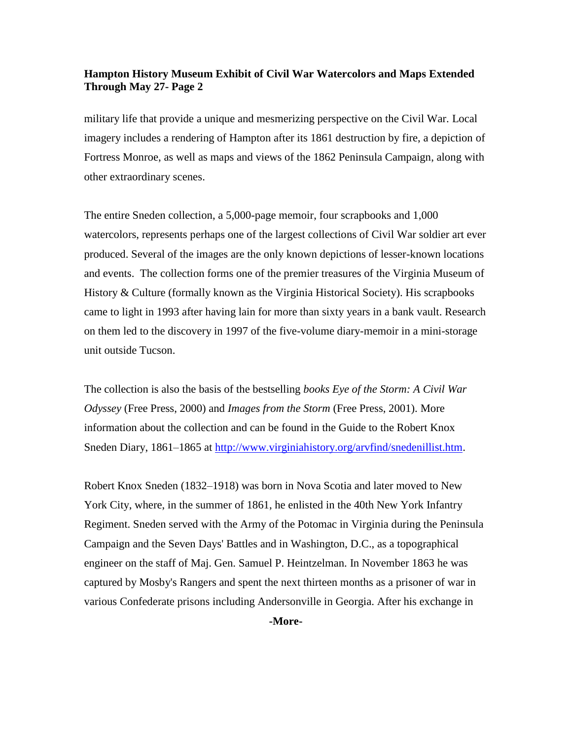military life that provide a unique and mesmerizing perspective on the Civil War. Local imagery includes a rendering of Hampton after its 1861 destruction by fire, a depiction of Fortress Monroe, as well as maps and views of the 1862 Peninsula Campaign, along with other extraordinary scenes.

The entire Sneden collection, a 5,000-page memoir, four scrapbooks and 1,000 watercolors, represents perhaps one of the largest collections of Civil War soldier art ever produced. Several of the images are the only known depictions of lesser-known locations and events. The collection forms one of the premier treasures of the Virginia Museum of History & Culture (formally known as the Virginia Historical Society). His scrapbooks came to light in 1993 after having lain for more than sixty years in a bank vault. Research on them led to the discovery in 1997 of the five-volume diary-memoir in a mini-storage unit outside Tucson.

The collection is also the basis of the bestselling *books Eye of the Storm: A Civil War Odyssey* (Free Press, 2000) and *Images from the Storm* (Free Press, 2001). More information about the collection and can be found in the Guide to the Robert Knox Sneden Diary, 1861–1865 at [http://www.virginiahistory.org/arvfind/snedenillist.htm](http://www.virginiahistory.org/arvfind/snedenillist.htm).

Robert Knox Sneden (1832–1918) was born in Nova Scotia and later moved to New York City, where, in the summer of 1861, he enlisted in the 40th New York Infantry Regiment. Sneden served with the Army of the Potomac in Virginia during the Peninsula Campaign and the Seven Days' Battles and in Washington, D.C., as a topographical engineer on the staff of Maj. Gen. Samuel P. Heintzelman. In November 1863 he was captured by Mosby's Rangers and spent the next thirteen months as a prisoner of war in various Confederate prisons including Andersonville in Georgia. After his exchange in

**-More-**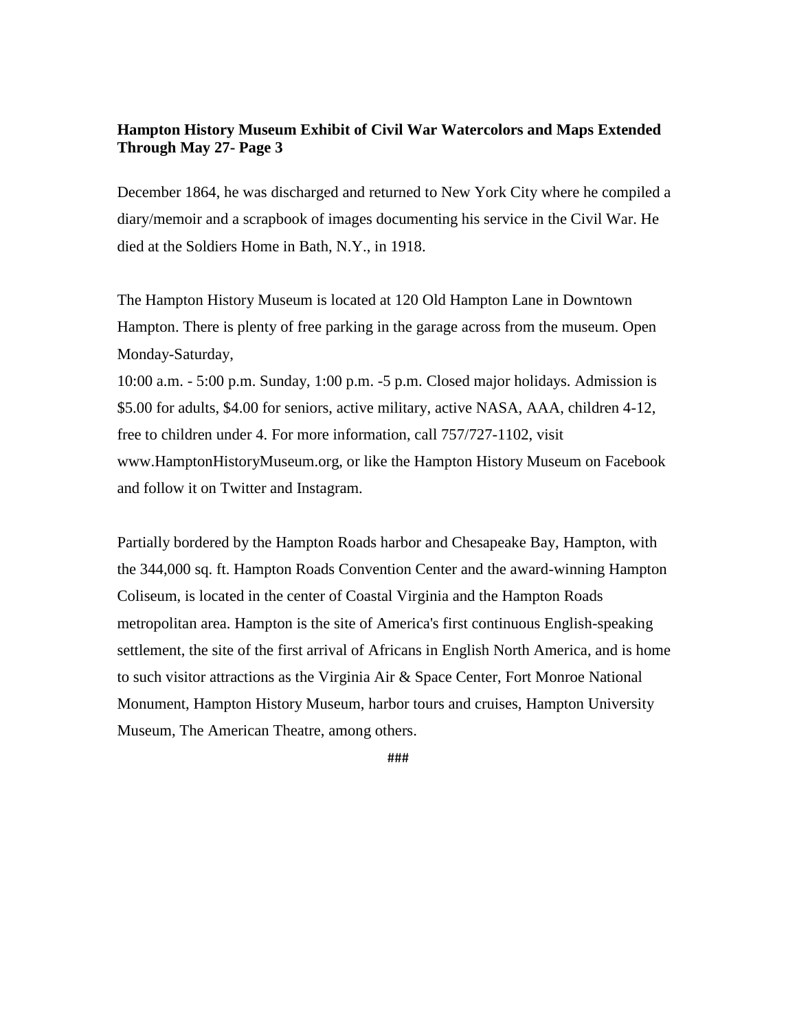December 1864, he was discharged and returned to New York City where he compiled a diary/memoir and a scrapbook of images documenting his service in the Civil War. He died at the Soldiers Home in Bath, N.Y., in 1918.

The Hampton History Museum is located at 120 Old Hampton Lane in Downtown Hampton. There is plenty of free parking in the garage across from the museum. Open Monday-Saturday,
10:00 a.m. - 5:00 p.m. Sunday, 1:00 p.m. -5 p.m. Closed major holidays. Admission is $5.00 for adults, $4.00 for seniors, active military, active NASA, AAA, children 4-12, free to children under 4. For more information, call 757/727-1102, visit www.HamptonHistoryMuseum.org, or like the Hampton History Museum on Facebook and follow it on Twitter and Instagram.

Partially bordered by the Hampton Roads harbor and Chesapeake Bay, Hampton, with the 344,000 sq. ft. Hampton Roads Convention Center and the award-winning Hampton Coliseum, is located in the center of Coastal Virginia and the Hampton Roads metropolitan area. Hampton is the site of America's first continuous English-speaking settlement, the site of the first arrival of Africans in English North America, and is home to such visitor attractions as the Virginia Air & Space Center, Fort Monroe National Monument, Hampton History Museum, harbor tours and cruises, Hampton University Museum, The American Theatre, among others.

###